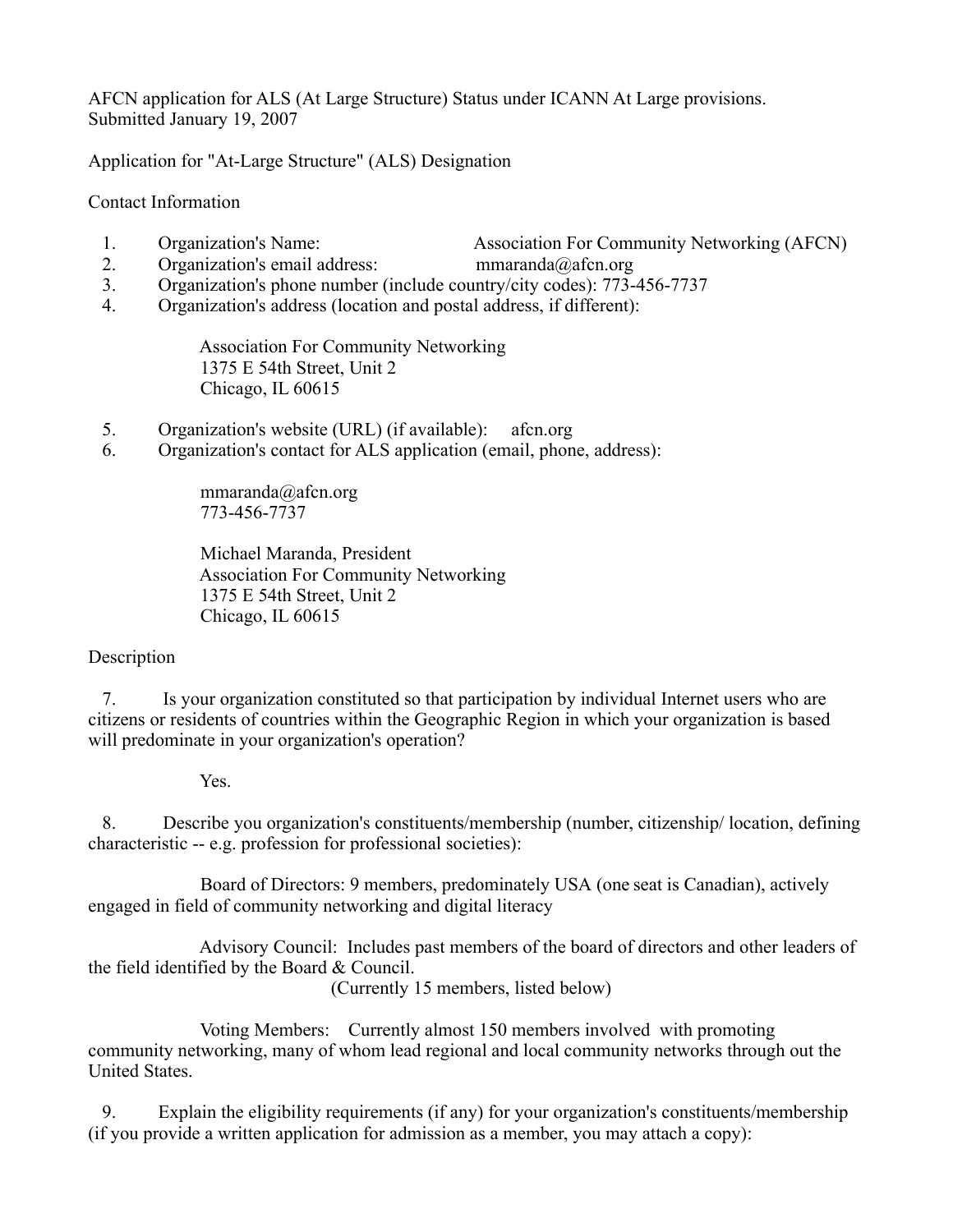AFCN application for ALS (At Large Structure) Status under ICANN At Large provisions.
Submitted January 19, 2007

Application for "At-Large Structure" (ALS) Designation

Contact Information

1. Organization's Name: Association For Community Networking (AFCN)
2. Organization's email address: mmaranda@afcn.org
3. Organization's phone number (include country/city codes): 773-456-7737
4. Organization's address (location and postal address, if different):

   Association For Community Networking
   1375 E 54th Street, Unit 2
   Chicago, IL 60615

5. Organization's website (URL) (if available): afcn.org
6. Organization's contact for ALS application (email, phone, address):

   mmaranda@afcn.org
   773-456-7737

   Michael Maranda, President
   Association For Community Networking
   1375 E 54th Street, Unit 2
   Chicago, IL 60615

Description

7. Is your organization constituted so that participation by individual Internet users who are citizens or residents of countries within the Geographic Region in which your organization is based will predominate in your organization's operation?

   Yes.

8. Describe you organization's constituents/membership (number, citizenship/ location, defining characteristic -- e.g. profession for professional societies):

   Board of Directors: 9 members, predominately USA (one seat is Canadian), actively engaged in field of community networking and digital literacy

   Advisory Council: Includes past members of the board of directors and other leaders of the field identified by the Board & Council.
   (Currently 15 members, listed below)

   Voting Members: Currently almost 150 members involved with promoting community networking, many of whom lead regional and local community networks through out the United States.

9. Explain the eligibility requirements (if any) for your organization's constituents/membership (if you provide a written application for admission as a member, you may attach a copy):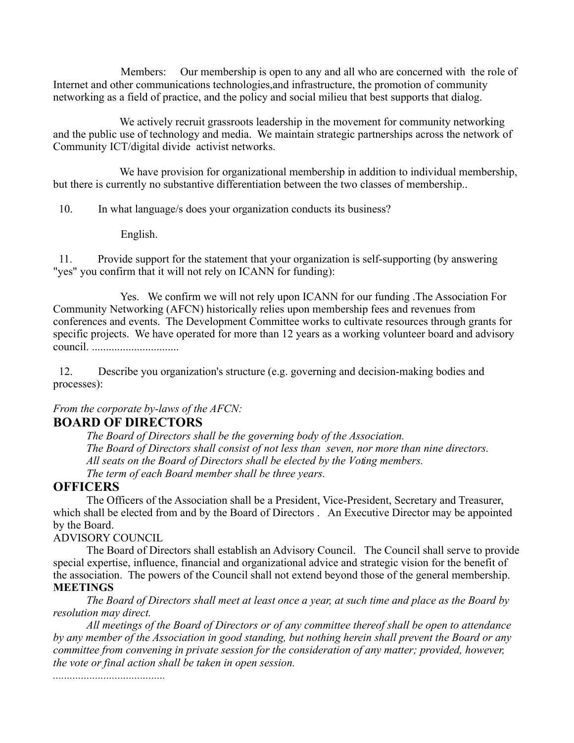Members: Our membership is open to any and all who are concerned with the role of Internet and other communications technologies,and infrastructure, the promotion of community networking as a field of practice, and the policy and social milieu that best supports that dialog.

We actively recruit grassroots leadership in the movement for community networking and the public use of technology and media. We maintain strategic partnerships across the network of Community ICT/digital divide activist networks.

We have provision for organizational membership in addition to individual membership, but there is currently no substantive differentiation between the two classes of membership..

10. In what language/s does your organization conducts its business?

English.

11. Provide support for the statement that your organization is self-supporting (by answering "yes" you confirm that it will not rely on ICANN for funding):

Yes. We confirm we will not rely upon ICANN for our funding .The Association For Community Networking (AFCN) historically relies upon membership fees and revenues from conferences and events. The Development Committee works to cultivate resources through grants for specific projects. We have operated for more than 12 years as a working volunteer board and advisory council. ..............................

12. Describe you organization's structure (e.g. governing and decision-making bodies and processes):

*From the corporate by-laws of the AFCN:*

## BOARD OF DIRECTORS

*The Board of Directors shall be the governing body of the Association.*
*The Board of Directors shall consist of not less than seven, nor more than nine directors.*
*All seats on the Board of Directors shall be elected by the Voting members.*
*The term of each Board member shall be three years.*

## OFFICERS

The Officers of the Association shall be a President, Vice-President, Secretary and Treasurer, which shall be elected from and by the Board of Directors . An Executive Director may be appointed by the Board.

ADVISORY COUNCIL

The Board of Directors shall establish an Advisory Council. The Council shall serve to provide special expertise, influence, financial and organizational advice and strategic vision for the benefit of the association. The powers of the Council shall not extend beyond those of the general membership.

**MEETINGS**

*The Board of Directors shall meet at least once a year, at such time and place as the Board by resolution may direct.*

*All meetings of the Board of Directors or of any committee thereof shall be open to attendance by any member of the Association in good standing, but nothing herein shall prevent the Board or any committee from convening in private session for the consideration of any matter; provided, however, the vote or final action shall be taken in open session.*

........................................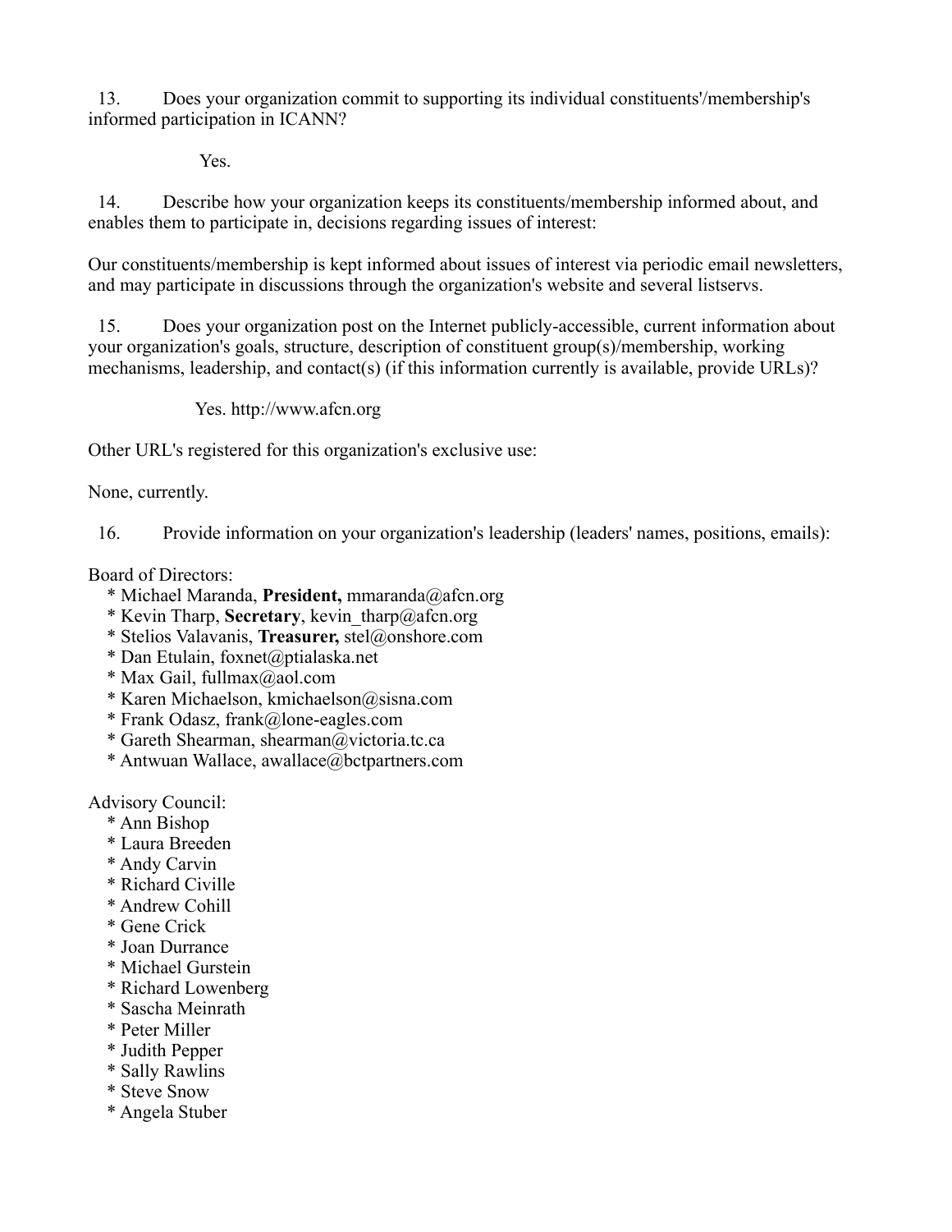13. Does your organization commit to supporting its individual constituents'/membership's informed participation in ICANN?

Yes.

14. Describe how your organization keeps its constituents/membership informed about, and enables them to participate in, decisions regarding issues of interest:

Our constituents/membership is kept informed about issues of interest via periodic email newsletters, and may participate in discussions through the organization's website and several listservs.

15. Does your organization post on the Internet publicly-accessible, current information about your organization's goals, structure, description of constituent group(s)/membership, working mechanisms, leadership, and contact(s) (if this information currently is available, provide URLs)?

Yes. http://www.afcn.org

Other URL's registered for this organization's exclusive use:

None, currently.

16. Provide information on your organization's leadership (leaders' names, positions, emails):

Board of Directors:

* Michael Maranda, **President,** mmaranda@afcn.org
* Kevin Tharp, **Secretary**, kevin_tharp@afcn.org
* Stelios Valavanis, **Treasurer,** stel@onshore.com
* Dan Etulain, foxnet@ptialaska.net
* Max Gail, fullmax@aol.com
* Karen Michaelson, kmichaelson@sisna.com
* Frank Odasz, frank@lone-eagles.com
* Gareth Shearman, shearman@victoria.tc.ca
* Antwuan Wallace, awallace@bctpartners.com

Advisory Council:

* Ann Bishop
* Laura Breeden
* Andy Carvin
* Richard Civille
* Andrew Cohill
* Gene Crick
* Joan Durrance
* Michael Gurstein
* Richard Lowenberg
* Sascha Meinrath
* Peter Miller
* Judith Pepper
* Sally Rawlins
* Steve Snow
* Angela Stuber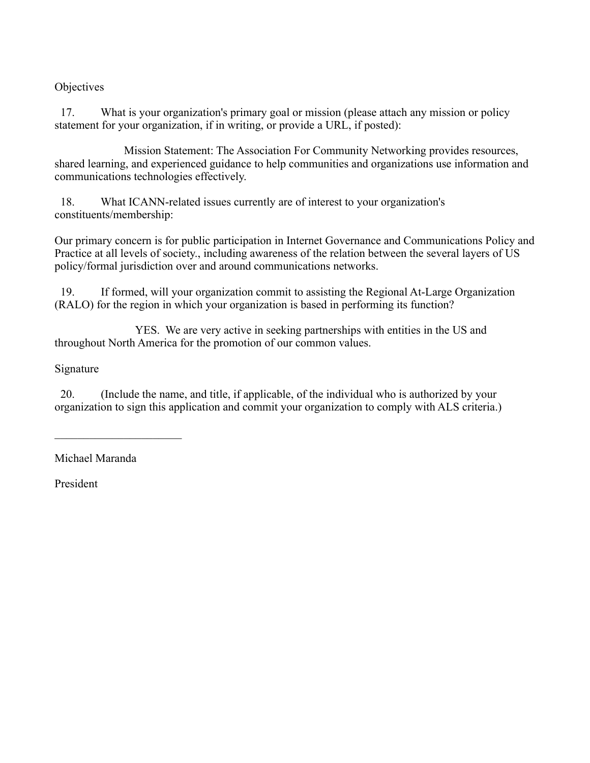Objectives

17. What is your organization's primary goal or mission (please attach any mission or policy statement for your organization, if in writing, or provide a URL, if posted):

Mission Statement: The Association For Community Networking provides resources, shared learning, and experienced guidance to help communities and organizations use information and communications technologies effectively.

18. What ICANN-related issues currently are of interest to your organization's constituents/membership:

Our primary concern is for public participation in Internet Governance and Communications Policy and Practice at all levels of society., including awareness of the relation between the several layers of US policy/formal jurisdiction over and around communications networks.

19. If formed, will your organization commit to assisting the Regional At-Large Organization (RALO) for the region in which your organization is based in performing its function?

YES. We are very active in seeking partnerships with entities in the US and throughout North America for the promotion of our common values.

Signature

20. (Include the name, and title, if applicable, of the individual who is authorized by your organization to sign this application and commit your organization to comply with ALS criteria.)

______________________

Michael Maranda

President